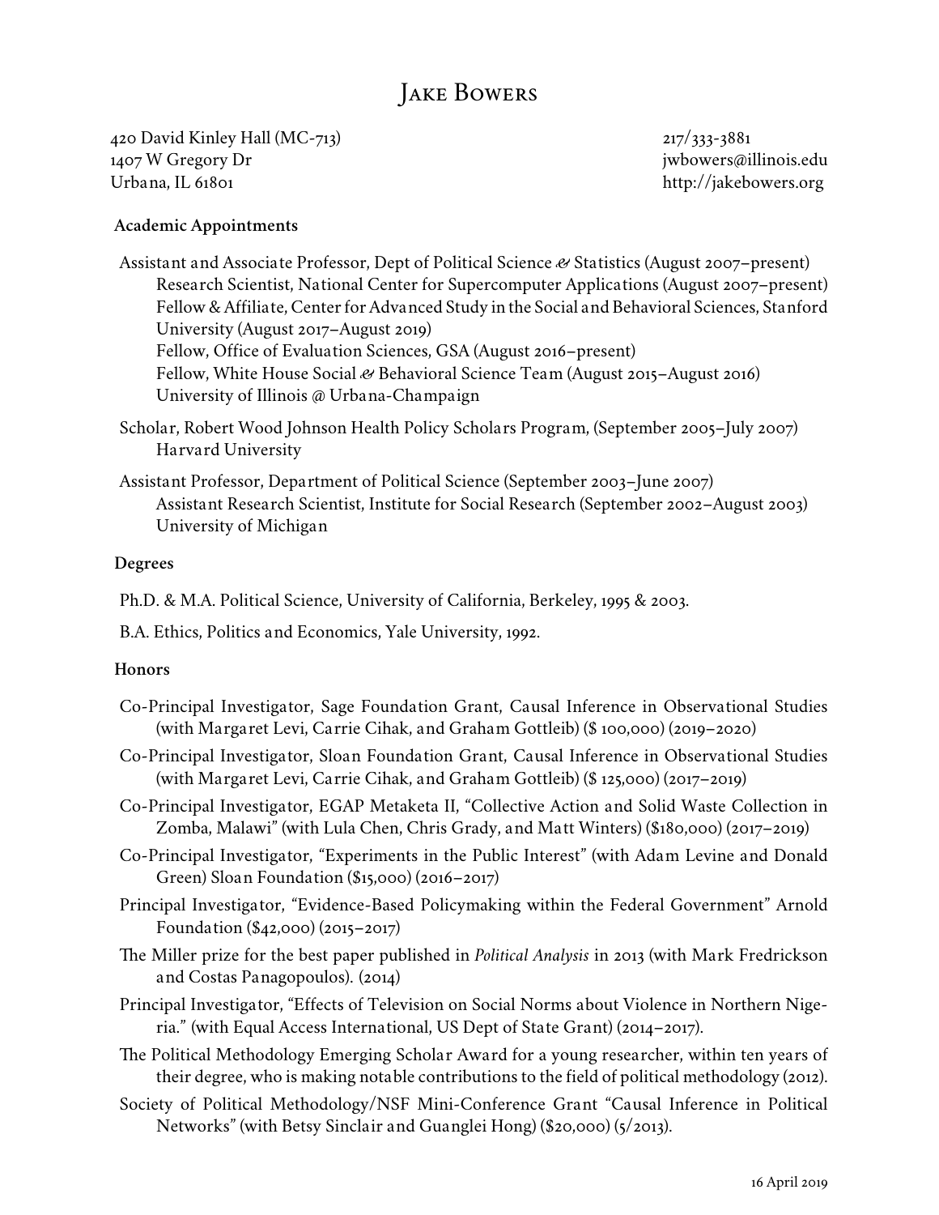# Jake Bowers

420 David Kinley Hall (MC-713)
1407 W Gregory Dr
Urbana, IL 61801

217/333-3881
jwbowers@illinois.edu
http://jakebowers.org

## Academic Appointments

Assistant and Associate Professor, Dept of Political Science & Statistics (August 2007–present)
Research Scientist, National Center for Supercomputer Applications (August 2007–present)
Fellow & Affiliate, Center for Advanced Study in the Social and Behavioral Sciences, Stanford University (August 2017–August 2019)
Fellow, Office of Evaluation Sciences, GSA (August 2016–present)
Fellow, White House Social & Behavioral Science Team (August 2015–August 2016)
University of Illinois @ Urbana-Champaign

Scholar, Robert Wood Johnson Health Policy Scholars Program, (September 2005–July 2007)
Harvard University

Assistant Professor, Department of Political Science (September 2003–June 2007)
Assistant Research Scientist, Institute for Social Research (September 2002–August 2003)
University of Michigan

## Degrees

Ph.D. & M.A. Political Science, University of California, Berkeley, 1995 & 2003.

B.A. Ethics, Politics and Economics, Yale University, 1992.

## Honors

Co-Principal Investigator, Sage Foundation Grant, Causal Inference in Observational Studies (with Margaret Levi, Carrie Cihak, and Graham Gottleib) ($ 100,000) (2019–2020)

Co-Principal Investigator, Sloan Foundation Grant, Causal Inference in Observational Studies (with Margaret Levi, Carrie Cihak, and Graham Gottleib) ($ 125,000) (2017–2019)

Co-Principal Investigator, EGAP Metaketa II, "Collective Action and Solid Waste Collection in Zomba, Malawi" (with Lula Chen, Chris Grady, and Matt Winters) ($180,000) (2017–2019)

Co-Principal Investigator, "Experiments in the Public Interest" (with Adam Levine and Donald Green) Sloan Foundation ($15,000) (2016–2017)

Principal Investigator, "Evidence-Based Policymaking within the Federal Government" Arnold Foundation ($42,000) (2015–2017)

The Miller prize for the best paper published in *Political Analysis* in 2013 (with Mark Fredrickson and Costas Panagopoulos). (2014)

Principal Investigator, "Effects of Television on Social Norms about Violence in Northern Nigeria." (with Equal Access International, US Dept of State Grant) (2014–2017).

The Political Methodology Emerging Scholar Award for a young researcher, within ten years of their degree, who is making notable contributions to the field of political methodology (2012).

Society of Political Methodology/NSF Mini-Conference Grant "Causal Inference in Political Networks" (with Betsy Sinclair and Guanglei Hong) ($20,000) (5/2013).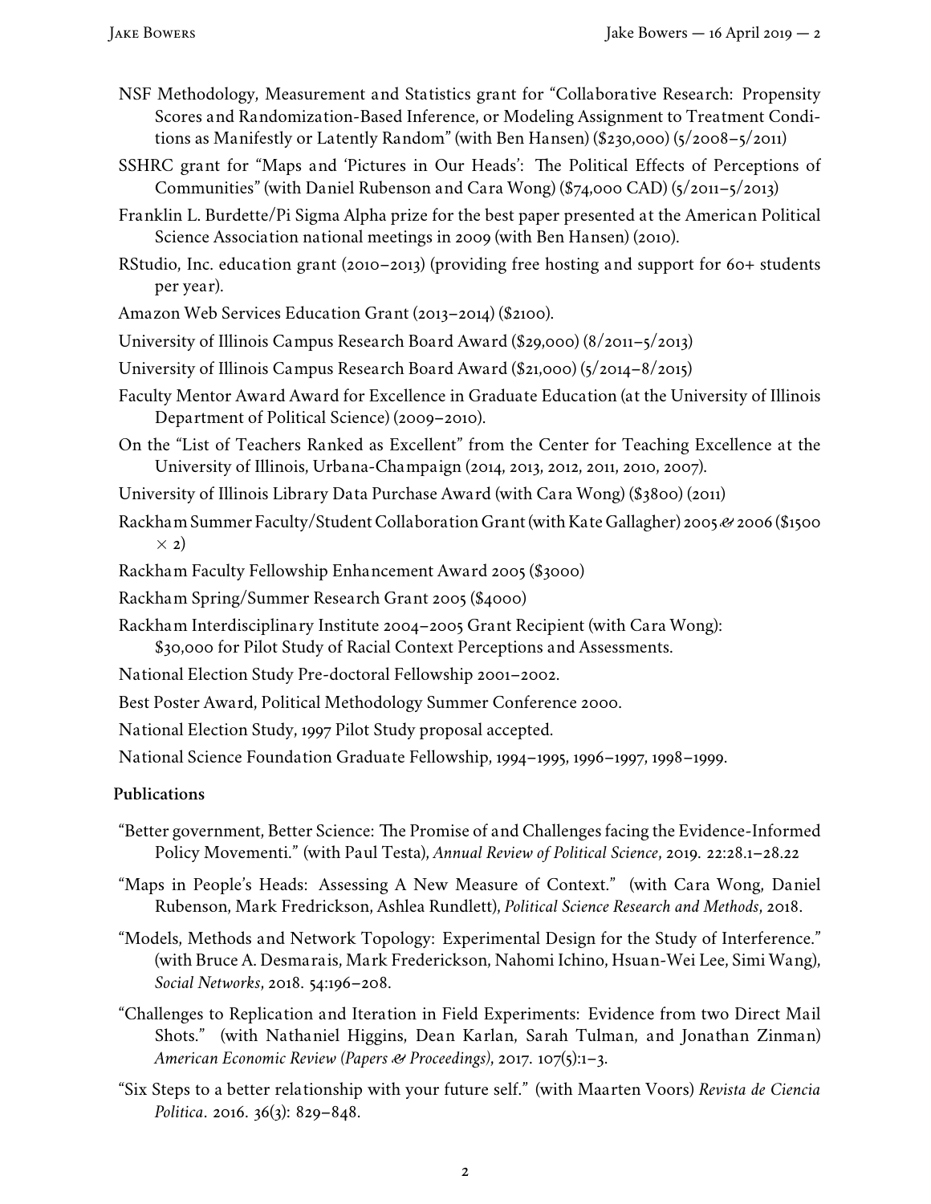NSF Methodology, Measurement and Statistics grant for "Collaborative Research: Propensity Scores and Randomization-Based Inference, or Modeling Assignment to Treatment Conditions as Manifestly or Latently Random" (with Ben Hansen) ($230,000) (5/2008–5/2011)

SSHRC grant for "Maps and 'Pictures in Our Heads': The Political Effects of Perceptions of Communities" (with Daniel Rubenson and Cara Wong) ($74,000 CAD) (5/2011–5/2013)

Franklin L. Burdette/Pi Sigma Alpha prize for the best paper presented at the American Political Science Association national meetings in 2009 (with Ben Hansen) (2010).

RStudio, Inc. education grant (2010–2013) (providing free hosting and support for 60+ students per year).

Amazon Web Services Education Grant (2013–2014) ($2100).

University of Illinois Campus Research Board Award ($29,000) (8/2011–5/2013)

University of Illinois Campus Research Board Award ($21,000) (5/2014–8/2015)

Faculty Mentor Award Award for Excellence in Graduate Education (at the University of Illinois Department of Political Science) (2009–2010).

On the "List of Teachers Ranked as Excellent" from the Center for Teaching Excellence at the University of Illinois, Urbana-Champaign (2014, 2013, 2012, 2011, 2010, 2007).

University of Illinois Library Data Purchase Award (with Cara Wong) ($3800) (2011)

Rackham Summer Faculty/Student Collaboration Grant (with Kate Gallagher) 2005 & 2006 ($1500 $\times$ 2)

Rackham Faculty Fellowship Enhancement Award 2005 ($3000)

Rackham Spring/Summer Research Grant 2005 ($4000)

Rackham Interdisciplinary Institute 2004–2005 Grant Recipient (with Cara Wong): $30,000 for Pilot Study of Racial Context Perceptions and Assessments.

National Election Study Pre-doctoral Fellowship 2001–2002.

Best Poster Award, Political Methodology Summer Conference 2000.

National Election Study, 1997 Pilot Study proposal accepted.

National Science Foundation Graduate Fellowship, 1994–1995, 1996–1997, 1998–1999.

### Publications

"Better government, Better Science: The Promise of and Challenges facing the Evidence-Informed Policy Movementi." (with Paul Testa), *Annual Review of Political Science*, 2019. 22:28.1–28.22

"Maps in People's Heads: Assessing A New Measure of Context." (with Cara Wong, Daniel Rubenson, Mark Fredrickson, Ashlea Rundlett), *Political Science Research and Methods*, 2018.

"Models, Methods and Network Topology: Experimental Design for the Study of Interference." (with Bruce A. Desmarais, Mark Frederickson, Nahomi Ichino, Hsuan-Wei Lee, Simi Wang), *Social Networks*, 2018. 54:196–208.

"Challenges to Replication and Iteration in Field Experiments: Evidence from two Direct Mail Shots." (with Nathaniel Higgins, Dean Karlan, Sarah Tulman, and Jonathan Zinman) *American Economic Review (Papers & Proceedings)*, 2017. 107(5):1–3.

"Six Steps to a better relationship with your future self." (with Maarten Voors) *Revista de Ciencia Politica*. 2016. 36(3): 829–848.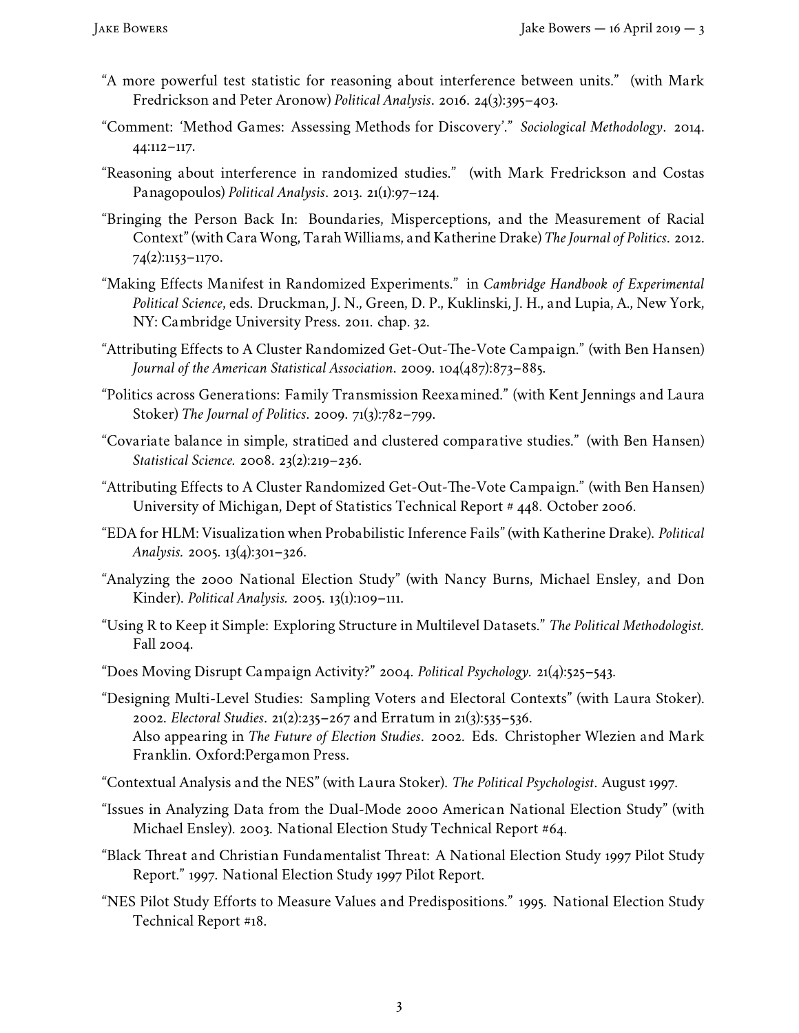"A more powerful test statistic for reasoning about interference between units." (with Mark Fredrickson and Peter Aronow) *Political Analysis*. 2016. 24(3):395–403.

"Comment: 'Method Games: Assessing Methods for Discovery'." *Sociological Methodology*. 2014. 44:112–117.

"Reasoning about interference in randomized studies." (with Mark Fredrickson and Costas Panagopoulos) *Political Analysis*. 2013. 21(1):97–124.

"Bringing the Person Back In: Boundaries, Misperceptions, and the Measurement of Racial Context" (with Cara Wong, Tarah Williams, and Katherine Drake) *The Journal of Politics*. 2012. 74(2):1153–1170.

"Making Effects Manifest in Randomized Experiments." in *Cambridge Handbook of Experimental Political Science*, eds. Druckman, J. N., Green, D. P., Kuklinski, J. H., and Lupia, A., New York, NY: Cambridge University Press. 2011. chap. 32.

"Attributing Effects to A Cluster Randomized Get-Out-The-Vote Campaign." (with Ben Hansen) *Journal of the American Statistical Association*. 2009. 104(487):873–885.

"Politics across Generations: Family Transmission Reexamined." (with Kent Jennings and Laura Stoker) *The Journal of Politics*. 2009. 71(3):782–799.

"Covariate balance in simple, stratified and clustered comparative studies." (with Ben Hansen) *Statistical Science.* 2008. 23(2):219–236.

"Attributing Effects to A Cluster Randomized Get-Out-The-Vote Campaign." (with Ben Hansen) University of Michigan, Dept of Statistics Technical Report # 448. October 2006.

"EDA for HLM: Visualization when Probabilistic Inference Fails" (with Katherine Drake). *Political Analysis.* 2005. 13(4):301–326.

"Analyzing the 2000 National Election Study" (with Nancy Burns, Michael Ensley, and Don Kinder). *Political Analysis.* 2005. 13(1):109–111.

"Using R to Keep it Simple: Exploring Structure in Multilevel Datasets." *The Political Methodologist.* Fall 2004.

"Does Moving Disrupt Campaign Activity?" 2004. *Political Psychology.* 21(4):525–543.

"Designing Multi-Level Studies: Sampling Voters and Electoral Contexts" (with Laura Stoker). 2002. *Electoral Studies*. 21(2):235–267 and Erratum in 21(3):535–536.
Also appearing in *The Future of Election Studies*. 2002. Eds. Christopher Wlezien and Mark Franklin. Oxford:Pergamon Press.

"Contextual Analysis and the NES" (with Laura Stoker). *The Political Psychologist*. August 1997.

"Issues in Analyzing Data from the Dual-Mode 2000 American National Election Study" (with Michael Ensley). 2003. National Election Study Technical Report #64.

"Black Threat and Christian Fundamentalist Threat: A National Election Study 1997 Pilot Study Report." 1997. National Election Study 1997 Pilot Report.

"NES Pilot Study Efforts to Measure Values and Predispositions." 1995. National Election Study Technical Report #18.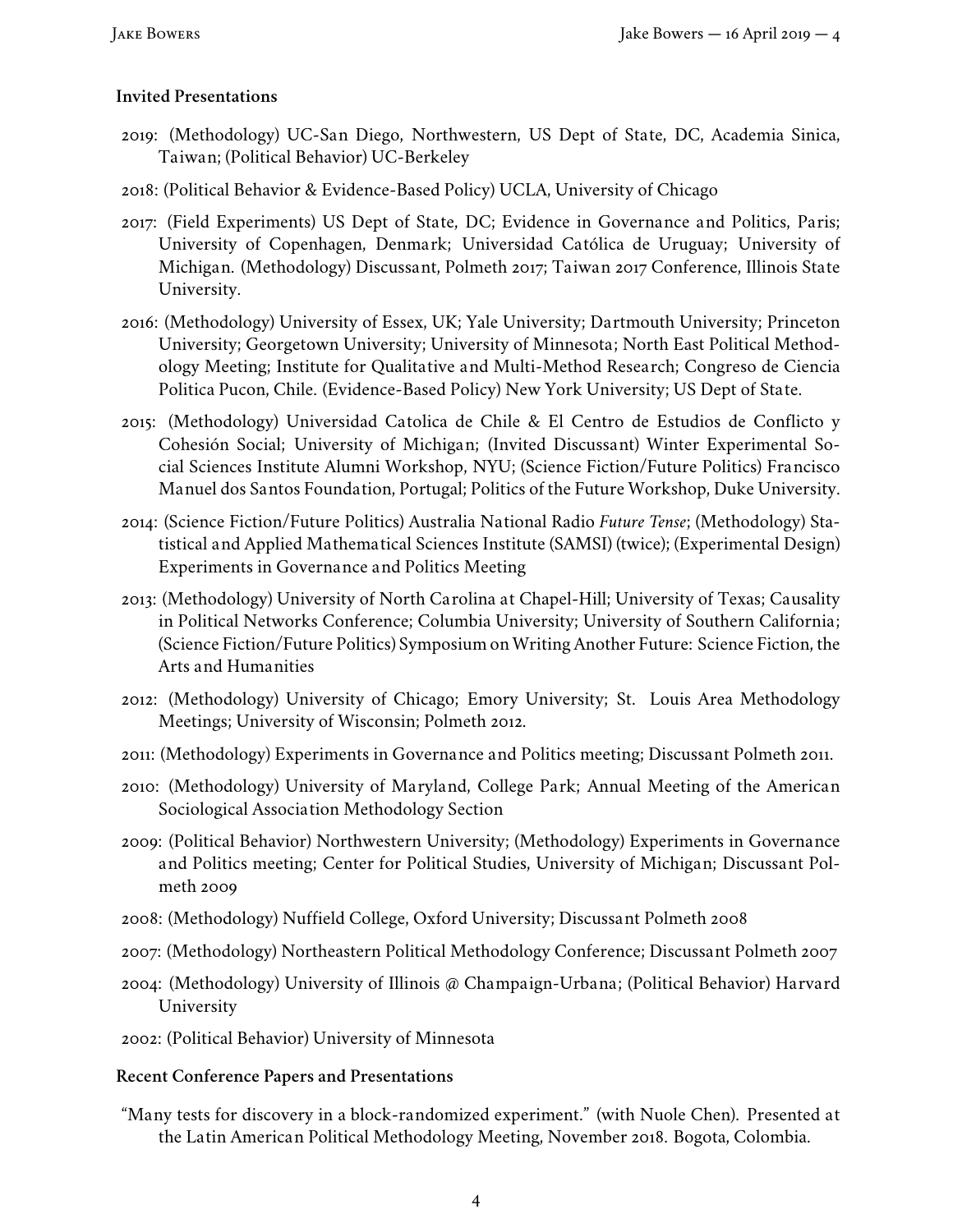### Invited Presentations

2019: (Methodology) UC-San Diego, Northwestern, US Dept of State, DC, Academia Sinica, Taiwan; (Political Behavior) UC-Berkeley

2018: (Political Behavior & Evidence-Based Policy) UCLA, University of Chicago

2017: (Field Experiments) US Dept of State, DC; Evidence in Governance and Politics, Paris; University of Copenhagen, Denmark; Universidad Católica de Uruguay; University of Michigan. (Methodology) Discussant, Polmeth 2017; Taiwan 2017 Conference, Illinois State University.

2016: (Methodology) University of Essex, UK; Yale University; Dartmouth University; Princeton University; Georgetown University; University of Minnesota; North East Political Methodology Meeting; Institute for Qualitative and Multi-Method Research; Congreso de Ciencia Politica Pucon, Chile. (Evidence-Based Policy) New York University; US Dept of State.

2015: (Methodology) Universidad Catolica de Chile & El Centro de Estudios de Conflicto y Cohesión Social; University of Michigan; (Invited Discussant) Winter Experimental Social Sciences Institute Alumni Workshop, NYU; (Science Fiction/Future Politics) Francisco Manuel dos Santos Foundation, Portugal; Politics of the Future Workshop, Duke University.

2014: (Science Fiction/Future Politics) Australia National Radio *Future Tense*; (Methodology) Statistical and Applied Mathematical Sciences Institute (SAMSI) (twice); (Experimental Design) Experiments in Governance and Politics Meeting

2013: (Methodology) University of North Carolina at Chapel-Hill; University of Texas; Causality in Political Networks Conference; Columbia University; University of Southern California; (Science Fiction/Future Politics) Symposium on Writing Another Future: Science Fiction, the Arts and Humanities

2012: (Methodology) University of Chicago; Emory University; St. Louis Area Methodology Meetings; University of Wisconsin; Polmeth 2012.

2011: (Methodology) Experiments in Governance and Politics meeting; Discussant Polmeth 2011.

2010: (Methodology) University of Maryland, College Park; Annual Meeting of the American Sociological Association Methodology Section

2009: (Political Behavior) Northwestern University; (Methodology) Experiments in Governance and Politics meeting; Center for Political Studies, University of Michigan; Discussant Polmeth 2009

2008: (Methodology) Nuffield College, Oxford University; Discussant Polmeth 2008

2007: (Methodology) Northeastern Political Methodology Conference; Discussant Polmeth 2007

2004: (Methodology) University of Illinois @ Champaign-Urbana; (Political Behavior) Harvard University

2002: (Political Behavior) University of Minnesota

### Recent Conference Papers and Presentations

"Many tests for discovery in a block-randomized experiment." (with Nuole Chen). Presented at the Latin American Political Methodology Meeting, November 2018. Bogota, Colombia.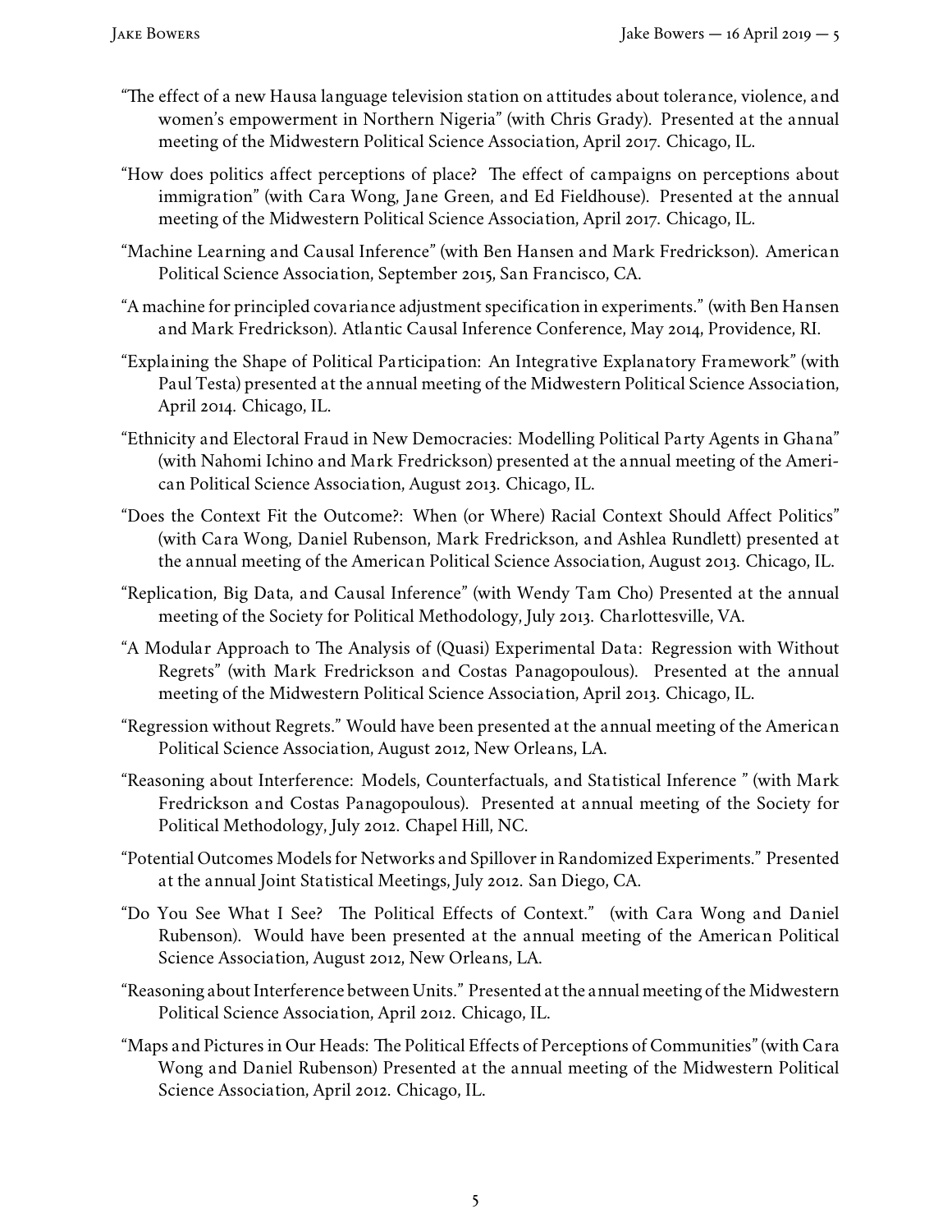"The effect of a new Hausa language television station on attitudes about tolerance, violence, and women's empowerment in Northern Nigeria" (with Chris Grady). Presented at the annual meeting of the Midwestern Political Science Association, April 2017. Chicago, IL.

"How does politics affect perceptions of place? The effect of campaigns on perceptions about immigration" (with Cara Wong, Jane Green, and Ed Fieldhouse). Presented at the annual meeting of the Midwestern Political Science Association, April 2017. Chicago, IL.

"Machine Learning and Causal Inference" (with Ben Hansen and Mark Fredrickson). American Political Science Association, September 2015, San Francisco, CA.

"A machine for principled covariance adjustment specification in experiments." (with Ben Hansen and Mark Fredrickson). Atlantic Causal Inference Conference, May 2014, Providence, RI.

"Explaining the Shape of Political Participation: An Integrative Explanatory Framework" (with Paul Testa) presented at the annual meeting of the Midwestern Political Science Association, April 2014. Chicago, IL.

"Ethnicity and Electoral Fraud in New Democracies: Modelling Political Party Agents in Ghana" (with Nahomi Ichino and Mark Fredrickson) presented at the annual meeting of the American Political Science Association, August 2013. Chicago, IL.

"Does the Context Fit the Outcome?: When (or Where) Racial Context Should Affect Politics" (with Cara Wong, Daniel Rubenson, Mark Fredrickson, and Ashlea Rundlett) presented at the annual meeting of the American Political Science Association, August 2013. Chicago, IL.

"Replication, Big Data, and Causal Inference" (with Wendy Tam Cho) Presented at the annual meeting of the Society for Political Methodology, July 2013. Charlottesville, VA.

"A Modular Approach to The Analysis of (Quasi) Experimental Data: Regression with Without Regrets" (with Mark Fredrickson and Costas Panagopoulous). Presented at the annual meeting of the Midwestern Political Science Association, April 2013. Chicago, IL.

"Regression without Regrets." Would have been presented at the annual meeting of the American Political Science Association, August 2012, New Orleans, LA.

"Reasoning about Interference: Models, Counterfactuals, and Statistical Inference " (with Mark Fredrickson and Costas Panagopoulous). Presented at annual meeting of the Society for Political Methodology, July 2012. Chapel Hill, NC.

"Potential Outcomes Models for Networks and Spillover in Randomized Experiments." Presented at the annual Joint Statistical Meetings, July 2012. San Diego, CA.

"Do You See What I See? The Political Effects of Context." (with Cara Wong and Daniel Rubenson). Would have been presented at the annual meeting of the American Political Science Association, August 2012, New Orleans, LA.

"Reasoning about Interference between Units." Presented at the annual meeting of the Midwestern Political Science Association, April 2012. Chicago, IL.

"Maps and Pictures in Our Heads: The Political Effects of Perceptions of Communities" (with Cara Wong and Daniel Rubenson) Presented at the annual meeting of the Midwestern Political Science Association, April 2012. Chicago, IL.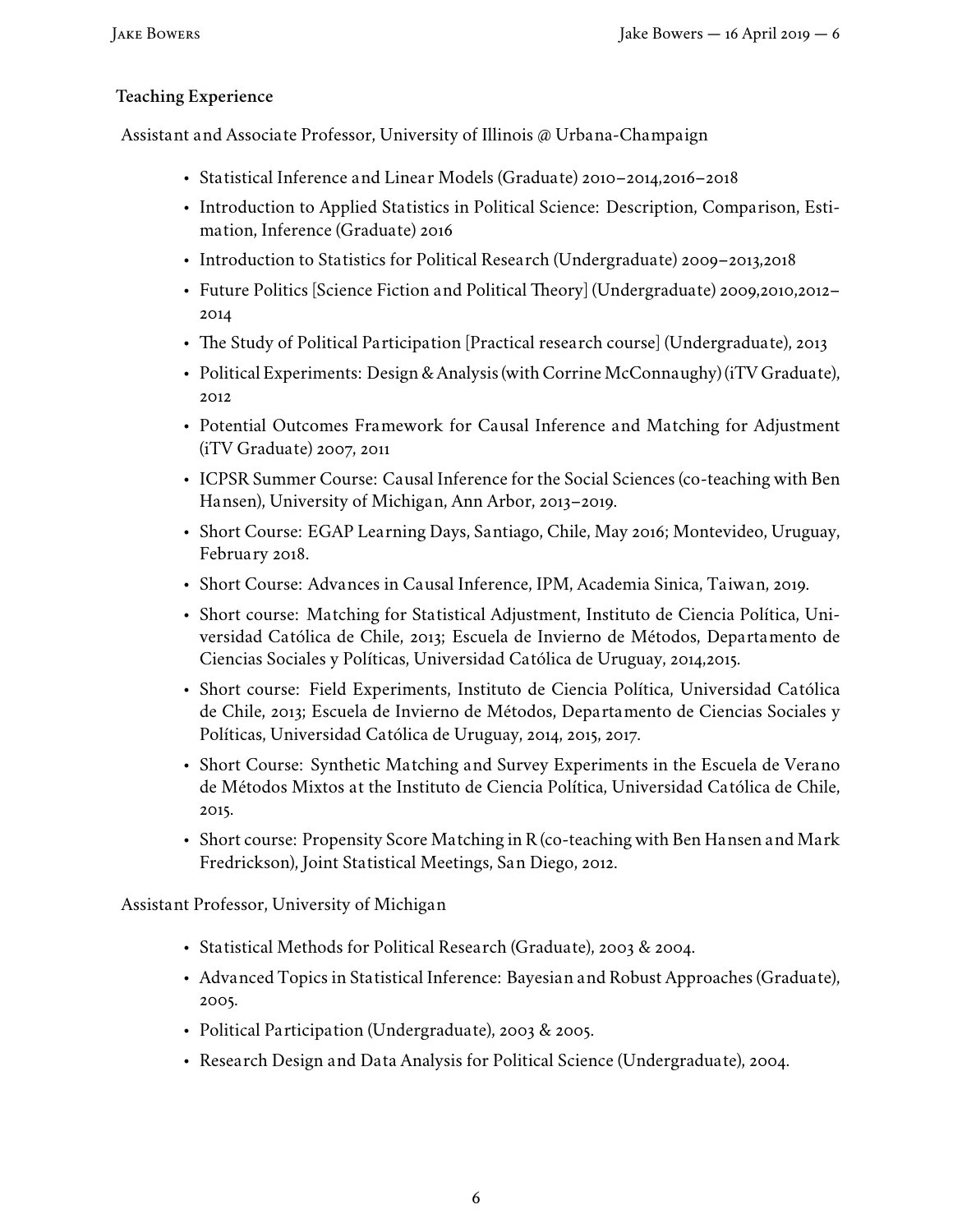## Teaching Experience

Assistant and Associate Professor, University of Illinois @ Urbana-Champaign

- Statistical Inference and Linear Models (Graduate) 2010–2014,2016–2018
- Introduction to Applied Statistics in Political Science: Description, Comparison, Estimation, Inference (Graduate) 2016
- Introduction to Statistics for Political Research (Undergraduate) 2009–2013,2018
- Future Politics [Science Fiction and Political Theory] (Undergraduate) 2009,2010,2012–2014
- The Study of Political Participation [Practical research course] (Undergraduate), 2013
- Political Experiments: Design & Analysis (with Corrine McConnaughy) (iTV Graduate), 2012
- Potential Outcomes Framework for Causal Inference and Matching for Adjustment (iTV Graduate) 2007, 2011
- ICPSR Summer Course: Causal Inference for the Social Sciences (co-teaching with Ben Hansen), University of Michigan, Ann Arbor, 2013–2019.
- Short Course: EGAP Learning Days, Santiago, Chile, May 2016; Montevideo, Uruguay, February 2018.
- Short Course: Advances in Causal Inference, IPM, Academia Sinica, Taiwan, 2019.
- Short course: Matching for Statistical Adjustment, Instituto de Ciencia Política, Universidad Católica de Chile, 2013; Escuela de Invierno de Métodos, Departamento de Ciencias Sociales y Políticas, Universidad Católica de Uruguay, 2014,2015.
- Short course: Field Experiments, Instituto de Ciencia Política, Universidad Católica de Chile, 2013; Escuela de Invierno de Métodos, Departamento de Ciencias Sociales y Políticas, Universidad Católica de Uruguay, 2014, 2015, 2017.
- Short Course: Synthetic Matching and Survey Experiments in the Escuela de Verano de Métodos Mixtos at the Instituto de Ciencia Política, Universidad Católica de Chile, 2015.
- Short course: Propensity Score Matching in R (co-teaching with Ben Hansen and Mark Fredrickson), Joint Statistical Meetings, San Diego, 2012.

Assistant Professor, University of Michigan

- Statistical Methods for Political Research (Graduate), 2003 & 2004.
- Advanced Topics in Statistical Inference: Bayesian and Robust Approaches (Graduate), 2005.
- Political Participation (Undergraduate), 2003 & 2005.
- Research Design and Data Analysis for Political Science (Undergraduate), 2004.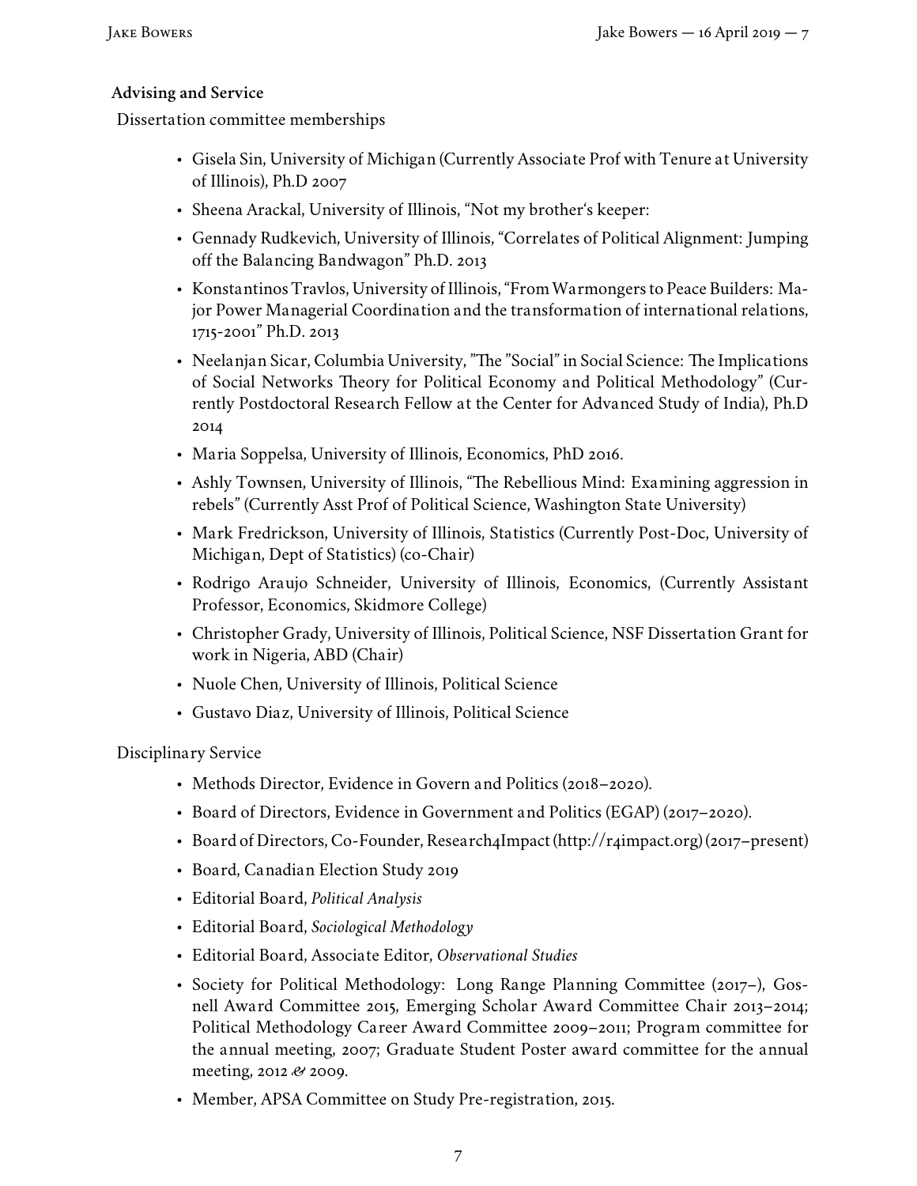**Advising and Service**

Dissertation committee memberships

- Gisela Sin, University of Michigan (Currently Associate Prof with Tenure at University of Illinois), Ph.D 2007
- Sheena Arackal, University of Illinois, "Not my brother's keeper:
- Gennady Rudkevich, University of Illinois, "Correlates of Political Alignment: Jumping off the Balancing Bandwagon" Ph.D. 2013
- Konstantinos Travlos, University of Illinois, "From Warmongers to Peace Builders: Major Power Managerial Coordination and the transformation of international relations, 1715-2001" Ph.D. 2013
- Neelanjan Sicar, Columbia University, "The "Social" in Social Science: The Implications of Social Networks Theory for Political Economy and Political Methodology" (Currently Postdoctoral Research Fellow at the Center for Advanced Study of India), Ph.D 2014
- Maria Soppelsa, University of Illinois, Economics, PhD 2016.
- Ashly Townsen, University of Illinois, "The Rebellious Mind: Examining aggression in rebels" (Currently Asst Prof of Political Science, Washington State University)
- Mark Fredrickson, University of Illinois, Statistics (Currently Post-Doc, University of Michigan, Dept of Statistics) (co-Chair)
- Rodrigo Araujo Schneider, University of Illinois, Economics, (Currently Assistant Professor, Economics, Skidmore College)
- Christopher Grady, University of Illinois, Political Science, NSF Dissertation Grant for work in Nigeria, ABD (Chair)
- Nuole Chen, University of Illinois, Political Science
- Gustavo Diaz, University of Illinois, Political Science

Disciplinary Service

- Methods Director, Evidence in Govern and Politics (2018–2020).
- Board of Directors, Evidence in Government and Politics (EGAP) (2017–2020).
- Board of Directors, Co-Founder, Research4Impact (http://r4impact.org) (2017–present)
- Board, Canadian Election Study 2019
- Editorial Board, *Political Analysis*
- Editorial Board, *Sociological Methodology*
- Editorial Board, Associate Editor, *Observational Studies*
- Society for Political Methodology: Long Range Planning Committee (2017–), Gosnell Award Committee 2015, Emerging Scholar Award Committee Chair 2013–2014; Political Methodology Career Award Committee 2009–2011; Program committee for the annual meeting, 2007; Graduate Student Poster award committee for the annual meeting, 2012 & 2009.
- Member, APSA Committee on Study Pre-registration, 2015.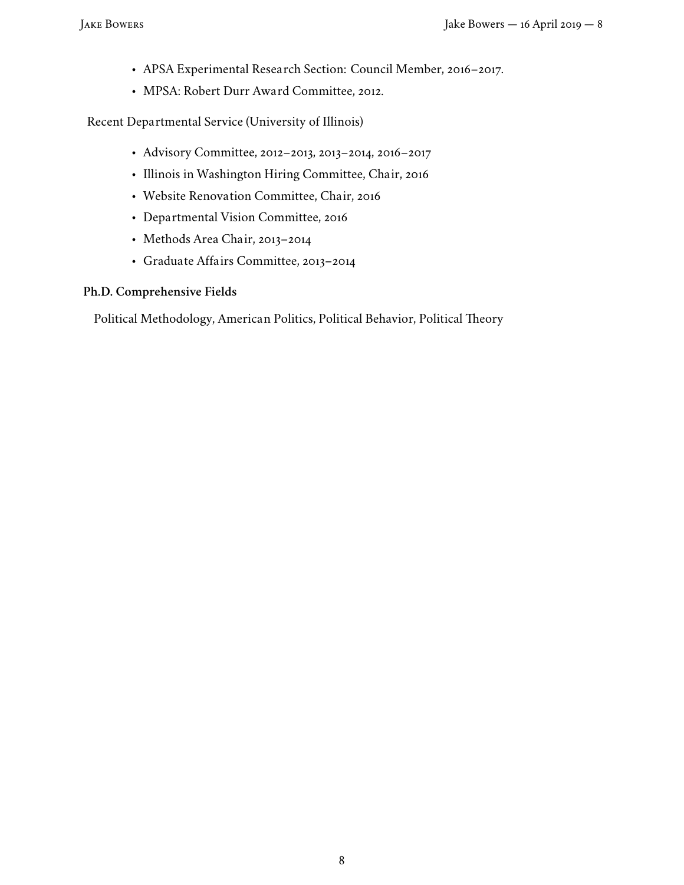- APSA Experimental Research Section: Council Member, 2016–2017.
- MPSA: Robert Durr Award Committee, 2012.

Recent Departmental Service (University of Illinois)

- Advisory Committee, 2012–2013, 2013–2014, 2016–2017
- Illinois in Washington Hiring Committee, Chair, 2016
- Website Renovation Committee, Chair, 2016
- Departmental Vision Committee, 2016
- Methods Area Chair, 2013–2014
- Graduate Affairs Committee, 2013–2014

**Ph.D. Comprehensive Fields**

Political Methodology, American Politics, Political Behavior, Political Theory